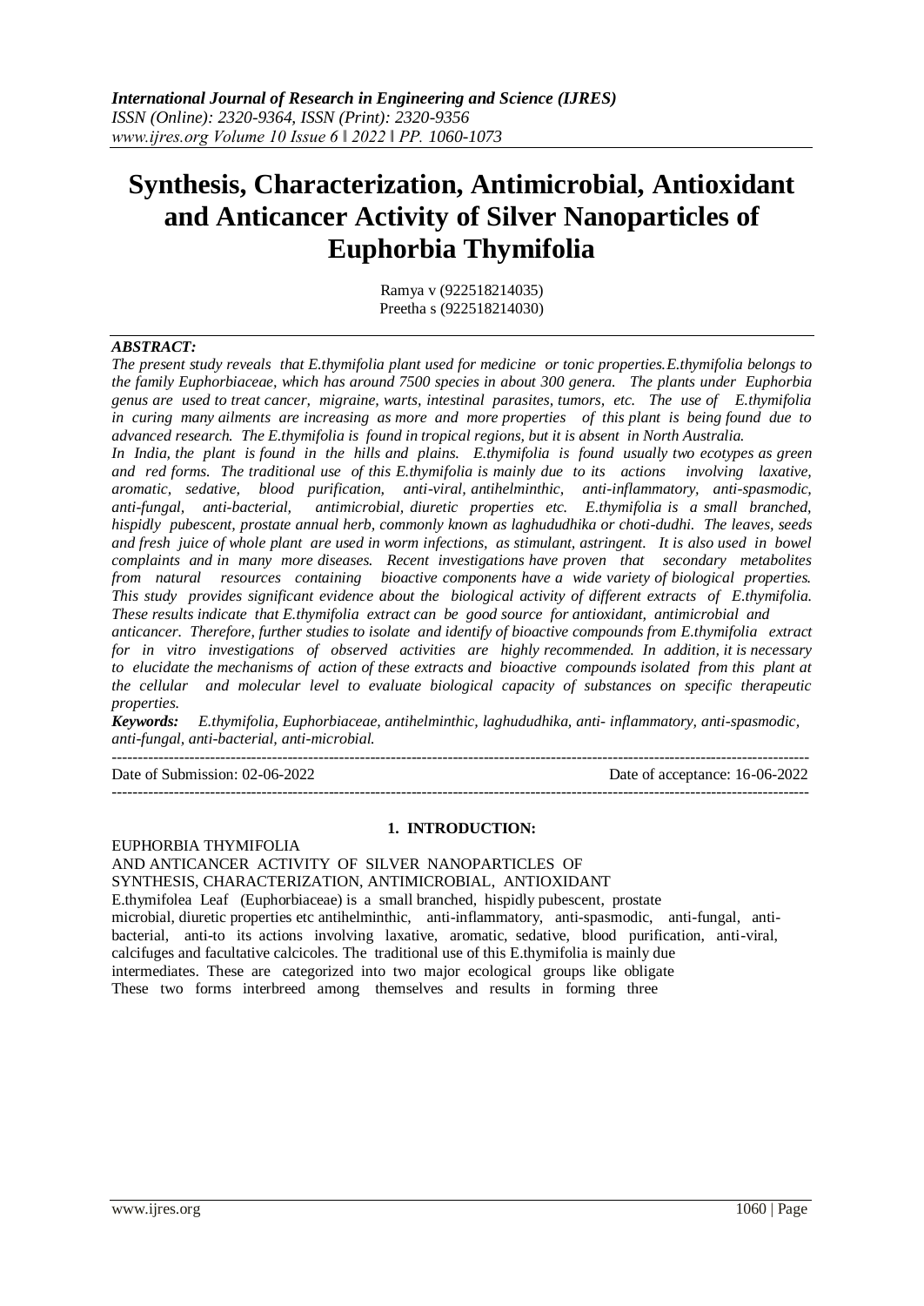# Synthesis, Characterization, Antimicrobial, Antioxidant and Anticancer Activity of Silver Nanoparticles of Euphorbia Thymifolia

Ramya v (922518214035)
Preetha s (922518214030)

***ABSTRACT:***

*The present study reveals that E.thymifolia plant used for medicine or tonic properties.E.thymifolia belongs to the family Euphorbiaceae, which has around 7500 species in about 300 genera. The plants under Euphorbia genus are used to treat cancer, migraine, warts, intestinal parasites, tumors, etc. The use of E.thymifolia in curing many ailments are increasing as more and more properties of this plant is being found due to advanced research. The E.thymifolia is found in tropical regions, but it is absent in North Australia.*

*In India, the plant is found in the hills and plains. E.thymifolia is found usually two ecotypes as green and red forms. The traditional use of this E.thymifolia is mainly due to its actions involving laxative, aromatic, sedative, blood purification, anti-viral, antihelminthic, anti-inflammatory, anti-spasmodic, anti-fungal, anti-bacterial, antimicrobial, diuretic properties etc. E.thymifolia is a small branched, hispidly pubescent, prostate annual herb, commonly known as laghududhika or choti-dudhi. The leaves, seeds and fresh juice of whole plant are used in worm infections, as stimulant, astringent. It is also used in bowel complaints and in many more diseases. Recent investigations have proven that secondary metabolites from natural resources containing bioactive components have a wide variety of biological properties. This study provides significant evidence about the biological activity of different extracts of E.thymifolia. These results indicate that E.thymifolia extract can be good source for antioxidant, antimicrobial and anticancer. Therefore, further studies to isolate and identify of bioactive compounds from E.thymifolia extract for in vitro investigations of observed activities are highly recommended. In addition, it is necessary to elucidate the mechanisms of action of these extracts and bioactive compounds isolated from this plant at the cellular and molecular level to evaluate biological capacity of substances on specific therapeutic properties.*

***Keywords:*** *E.thymifolia, Euphorbiaceae, antihelminthic, laghududhika, anti- inflammatory, anti-spasmodic, anti-fungal, anti-bacterial, anti-microbial.*

---

Date of Submission: 02-06-2022 Date of acceptance: 16-06-2022

---

## 1. INTRODUCTION:

EUPHORBIA THYMIFOLIA
AND ANTICANCER ACTIVITY OF SILVER NANOPARTICLES OF
SYNTHESIS, CHARACTERIZATION, ANTIMICROBIAL, ANTIOXIDANT
E.thymifolea Leaf (Euphorbiaceae) is a small branched, hispidly pubescent, prostate
microbial, diuretic properties etc antihelminthic, anti-inflammatory, anti-spasmodic, anti-fungal, anti-bacterial, anti-to its actions involving laxative, aromatic, sedative, blood purification, anti-viral, calcifuges and facultative calcicoles. The traditional use of this E.thymifolia is mainly due
intermediates. These are categorized into two major ecological groups like obligate
These two forms interbreed among themselves and results in forming three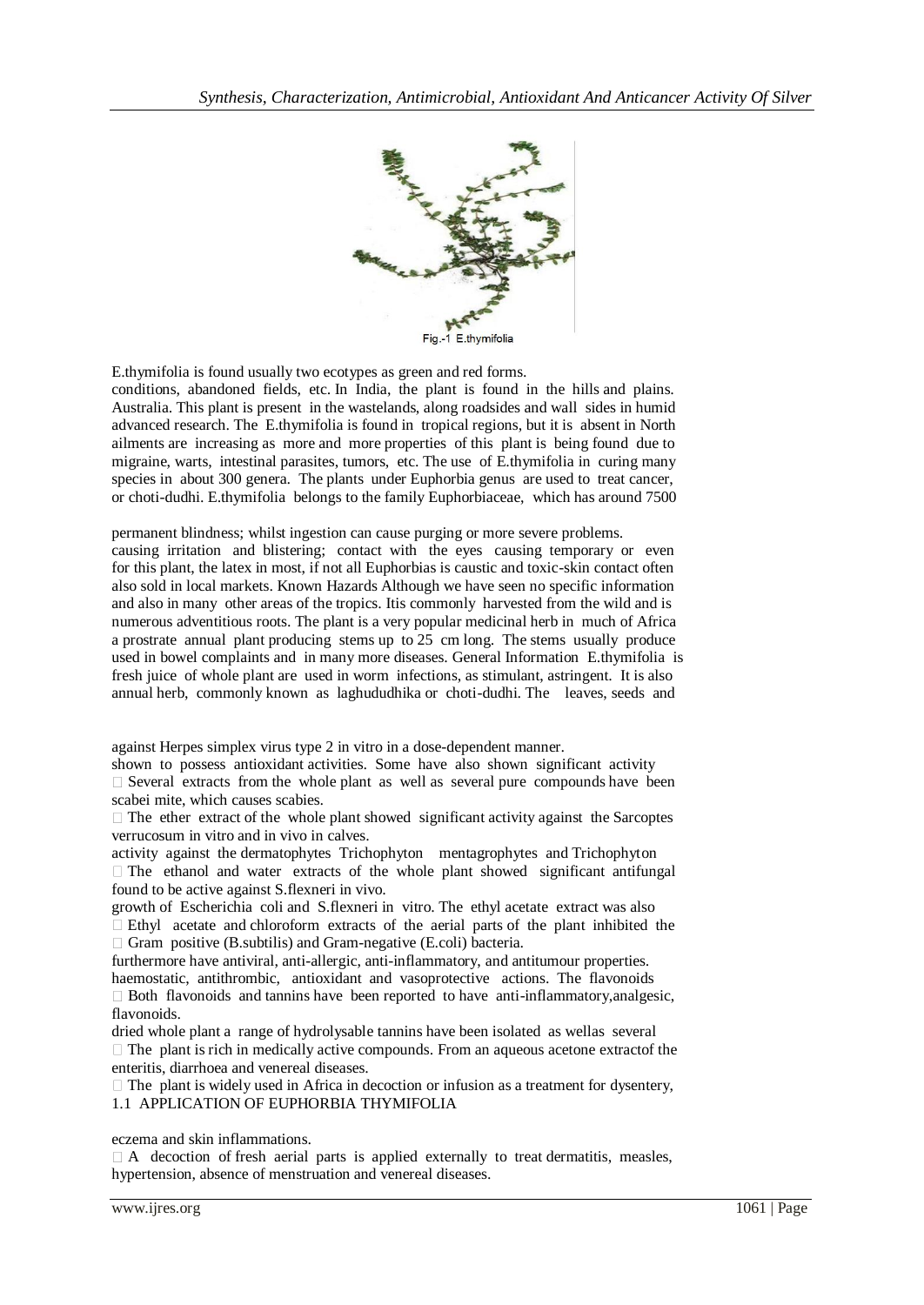Fig.-1 E.thymifolia

E.thymifolia is found usually two ecotypes as green and red forms.
conditions, abandoned fields, etc. In India, the plant is found in the hills and plains.
Australia. This plant is present in the wastelands, along roadsides and wall sides in humid
advanced research. The E.thymifolia is found in tropical regions, but it is absent in North
ailments are increasing as more and more properties of this plant is being found due to
migraine, warts, intestinal parasites, tumors, etc. The use of E.thymifolia in curing many
species in about 300 genera. The plants under Euphorbia genus are used to treat cancer,
or choti-dudhi. E.thymifolia belongs to the family Euphorbiaceae, which has around 7500

permanent blindness; whilst ingestion can cause purging or more severe problems.
causing irritation and blistering; contact with the eyes causing temporary or even
for this plant, the latex in most, if not all Euphorbias is caustic and toxic-skin contact often
also sold in local markets. Known Hazards Although we have seen no specific information
and also in many other areas of the tropics. Itis commonly harvested from the wild and is
numerous adventitious roots. The plant is a very popular medicinal herb in much of Africa
a prostrate annual plant producing stems up to 25 cm long. The stems usually produce
used in bowel complaints and in many more diseases. General Information E.thymifolia is
fresh juice of whole plant are used in worm infections, as stimulant, astringent. It is also
annual herb, commonly known as laghududhika or choti-dudhi. The leaves, seeds and

against Herpes simplex virus type 2 in vitro in a dose-dependent manner.
shown to possess antioxidant activities. Some have also shown significant activity
- Several extracts from the whole plant as well as several pure compounds have been
scabei mite, which causes scabies.
- The ether extract of the whole plant showed significant activity against the Sarcoptes
verrucosum in vitro and in vivo in calves.
activity against the dermatophytes Trichophyton mentagrophytes and Trichophyton
- The ethanol and water extracts of the whole plant showed significant antifungal
found to be active against S.flexneri in vivo.
growth of Escherichia coli and S.flexneri in vitro. The ethyl acetate extract was also
- Ethyl acetate and chloroform extracts of the aerial parts of the plant inhibited the
- Gram positive (B.subtilis) and Gram-negative (E.coli) bacteria.
furthermore have antiviral, anti-allergic, anti-inflammatory, and antitumour properties.
haemostatic, antithrombic, antioxidant and vasoprotective actions. The flavonoids
- Both flavonoids and tannins have been reported to have anti-inflammatory,analgesic,
flavonoids.
dried whole plant a range of hydrolysable tannins have been isolated as wellas several
- The plant is rich in medically active compounds. From an aqueous acetone extractof the
enteritis, diarrhoea and venereal diseases.
- The plant is widely used in Africa in decoction or infusion as a treatment for dysentery,

1.1 APPLICATION OF EUPHORBIA THYMIFOLIA

eczema and skin inflammations.
- A decoction of fresh aerial parts is applied externally to treat dermatitis, measles,
hypertension, absence of menstruation and venereal diseases.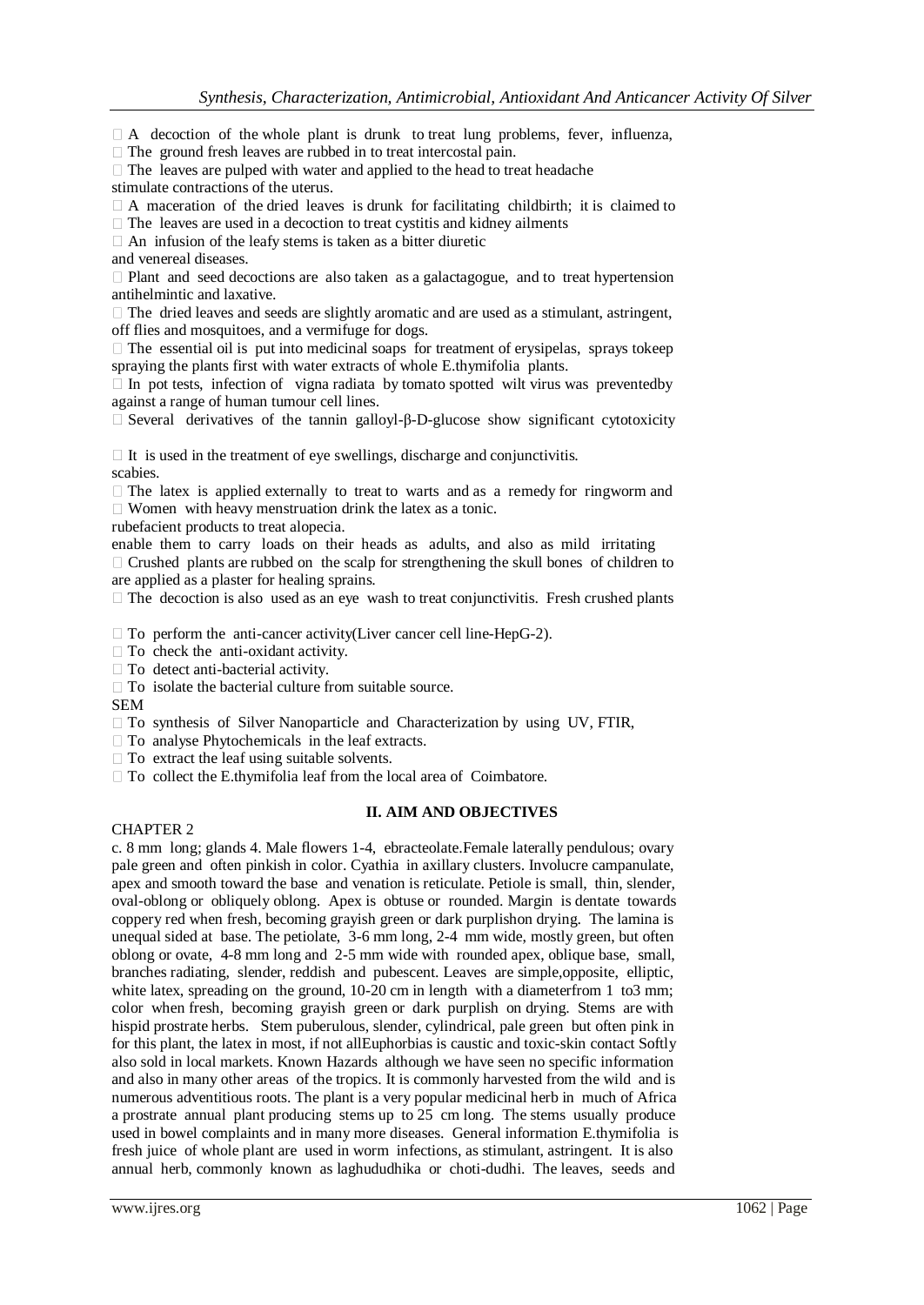- A decoction of the whole plant is drunk to treat lung problems, fever, influenza,
- The ground fresh leaves are rubbed in to treat intercostal pain.
- The leaves are pulped with water and applied to the head to treat headache

stimulate contractions of the uterus.

- A maceration of the dried leaves is drunk for facilitating childbirth; it is claimed to
- The leaves are used in a decoction to treat cystitis and kidney ailments
- An infusion of the leafy stems is taken as a bitter diuretic

and venereal diseases.

- Plant and seed decoctions are also taken as a galactagogue, and to treat hypertension

antihelmintic and laxative.

- The dried leaves and seeds are slightly aromatic and are used as a stimulant, astringent,

off flies and mosquitoes, and a vermifuge for dogs.

- The essential oil is put into medicinal soaps for treatment of erysipelas, sprays tokeep

spraying the plants first with water extracts of whole E.thymifolia plants.

- In pot tests, infection of vigna radiata by tomato spotted wilt virus was preventedby

against a range of human tumour cell lines.

- Several derivatives of the tannin galloyl-β-D-glucose show significant cytotoxicity

- It is used in the treatment of eye swellings, discharge and conjunctivitis.

scabies.

- The latex is applied externally to treat to warts and as a remedy for ringworm and
- Women with heavy menstruation drink the latex as a tonic.

rubefacient products to treat alopecia.

enable them to carry loads on their heads as adults, and also as mild irritating

- Crushed plants are rubbed on the scalp for strengthening the skull bones of children to

are applied as a plaster for healing sprains.

- The decoction is also used as an eye wash to treat conjunctivitis. Fresh crushed plants

- To perform the anti-cancer activity(Liver cancer cell line-HepG-2).
- To check the anti-oxidant activity.
- To detect anti-bacterial activity.
- To isolate the bacterial culture from suitable source.

SEM

- To synthesis of Silver Nanoparticle and Characterization by using UV, FTIR,
- To analyse Phytochemicals in the leaf extracts.
- To extract the leaf using suitable solvents.
- To collect the E.thymifolia leaf from the local area of Coimbatore.

## II. AIM AND OBJECTIVES

CHAPTER 2

c. 8 mm long; glands 4. Male flowers 1-4, ebracteolate.Female laterally pendulous; ovary pale green and often pinkish in color. Cyathia in axillary clusters. Involucre campanulate, apex and smooth toward the base and venation is reticulate. Petiole is small, thin, slender, oval-oblong or obliquely oblong. Apex is obtuse or rounded. Margin is dentate towards coppery red when fresh, becoming grayish green or dark purplishon drying. The lamina is unequal sided at base. The petiolate, 3-6 mm long, 2-4 mm wide, mostly green, but often oblong or ovate, 4-8 mm long and 2-5 mm wide with rounded apex, oblique base, small, branches radiating, slender, reddish and pubescent. Leaves are simple,opposite, elliptic, white latex, spreading on the ground, 10-20 cm in length with a diameterfrom 1 to3 mm; color when fresh, becoming grayish green or dark purplish on drying. Stems are with hispid prostrate herbs. Stem puberulous, slender, cylindrical, pale green but often pink in for this plant, the latex in most, if not allEuphorbias is caustic and toxic-skin contact Softly also sold in local markets. Known Hazards although we have seen no specific information and also in many other areas of the tropics. It is commonly harvested from the wild and is numerous adventitious roots. The plant is a very popular medicinal herb in much of Africa a prostrate annual plant producing stems up to 25 cm long. The stems usually produce used in bowel complaints and in many more diseases. General information E.thymifolia is fresh juice of whole plant are used in worm infections, as stimulant, astringent. It is also annual herb, commonly known as laghududhika or choti-dudhi. The leaves, seeds and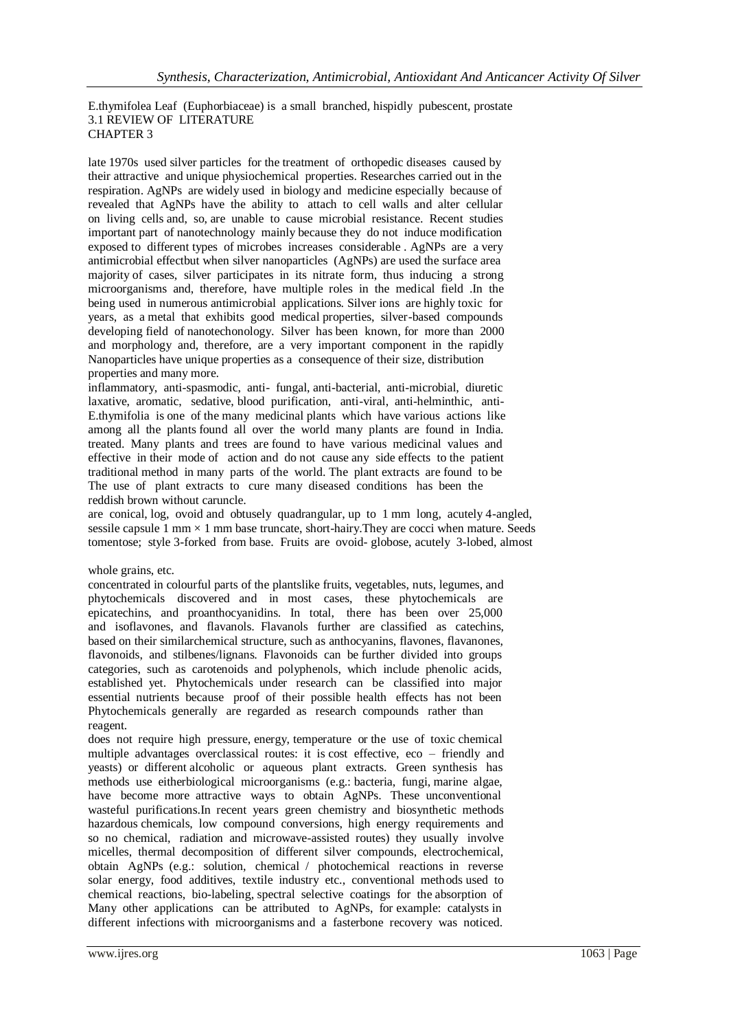E.thymifolea Leaf (Euphorbiaceae) is a small branched, hispidly pubescent, prostate
3.1 REVIEW OF LITERATURE
CHAPTER 3

late 1970s used silver particles for the treatment of orthopedic diseases caused by their attractive and unique physiochemical properties. Researches carried out in the respiration. AgNPs are widely used in biology and medicine especially because of revealed that AgNPs have the ability to attach to cell walls and alter cellular on living cells and, so, are unable to cause microbial resistance. Recent studies important part of nanotechnology mainly because they do not induce modification exposed to different types of microbes increases considerable . AgNPs are a very antimicrobial effectbut when silver nanoparticles (AgNPs) are used the surface area majority of cases, silver participates in its nitrate form, thus inducing a strong microorganisms and, therefore, have multiple roles in the medical field .In the being used in numerous antimicrobial applications. Silver ions are highly toxic for years, as a metal that exhibits good medical properties, silver-based compounds developing field of nanotechonology. Silver has been known, for more than 2000 and morphology and, therefore, are a very important component in the rapidly Nanoparticles have unique properties as a consequence of their size, distribution properties and many more.

inflammatory, anti-spasmodic, anti- fungal, anti-bacterial, anti-microbial, diuretic laxative, aromatic, sedative, blood purification, anti-viral, anti-helminthic, anti-E.thymifolia is one of the many medicinal plants which have various actions like among all the plants found all over the world many plants are found in India. treated. Many plants and trees are found to have various medicinal values and effective in their mode of action and do not cause any side effects to the patient traditional method in many parts of the world. The plant extracts are found to be The use of plant extracts to cure many diseased conditions has been the reddish brown without caruncle.

are conical, log, ovoid and obtusely quadrangular, up to 1 mm long, acutely 4-angled, sessile capsule 1 mm × 1 mm base truncate, short-hairy.They are cocci when mature. Seeds tomentose; style 3-forked from base. Fruits are ovoid- globose, acutely 3-lobed, almost

whole grains, etc.

concentrated in colourful parts of the plantslike fruits, vegetables, nuts, legumes, and phytochemicals discovered and in most cases, these phytochemicals are epicatechins, and proanthocyanidins. In total, there has been over 25,000 and isoflavones, and flavanols. Flavanols further are classified as catechins, based on their similarchemical structure, such as anthocyanins, flavones, flavanones, flavonoids, and stilbenes/lignans. Flavonoids can be further divided into groups categories, such as carotenoids and polyphenols, which include phenolic acids, established yet. Phytochemicals under research can be classified into major essential nutrients because proof of their possible health effects has not been Phytochemicals generally are regarded as research compounds rather than reagent.

does not require high pressure, energy, temperature or the use of toxic chemical multiple advantages overclassical routes: it is cost effective, eco – friendly and yeasts) or different alcoholic or aqueous plant extracts. Green synthesis has methods use eitherbiological microorganisms (e.g.: bacteria, fungi, marine algae, have become more attractive ways to obtain AgNPs. These unconventional wasteful purifications.In recent years green chemistry and biosynthetic methods hazardous chemicals, low compound conversions, high energy requirements and so no chemical, radiation and microwave-assisted routes) they usually involve micelles, thermal decomposition of different silver compounds, electrochemical, obtain AgNPs (e.g.: solution, chemical / photochemical reactions in reverse solar energy, food additives, textile industry etc., conventional methods used to chemical reactions, bio-labeling, spectral selective coatings for the absorption of Many other applications can be attributed to AgNPs, for example: catalysts in different infections with microorganisms and a fasterbone recovery was noticed.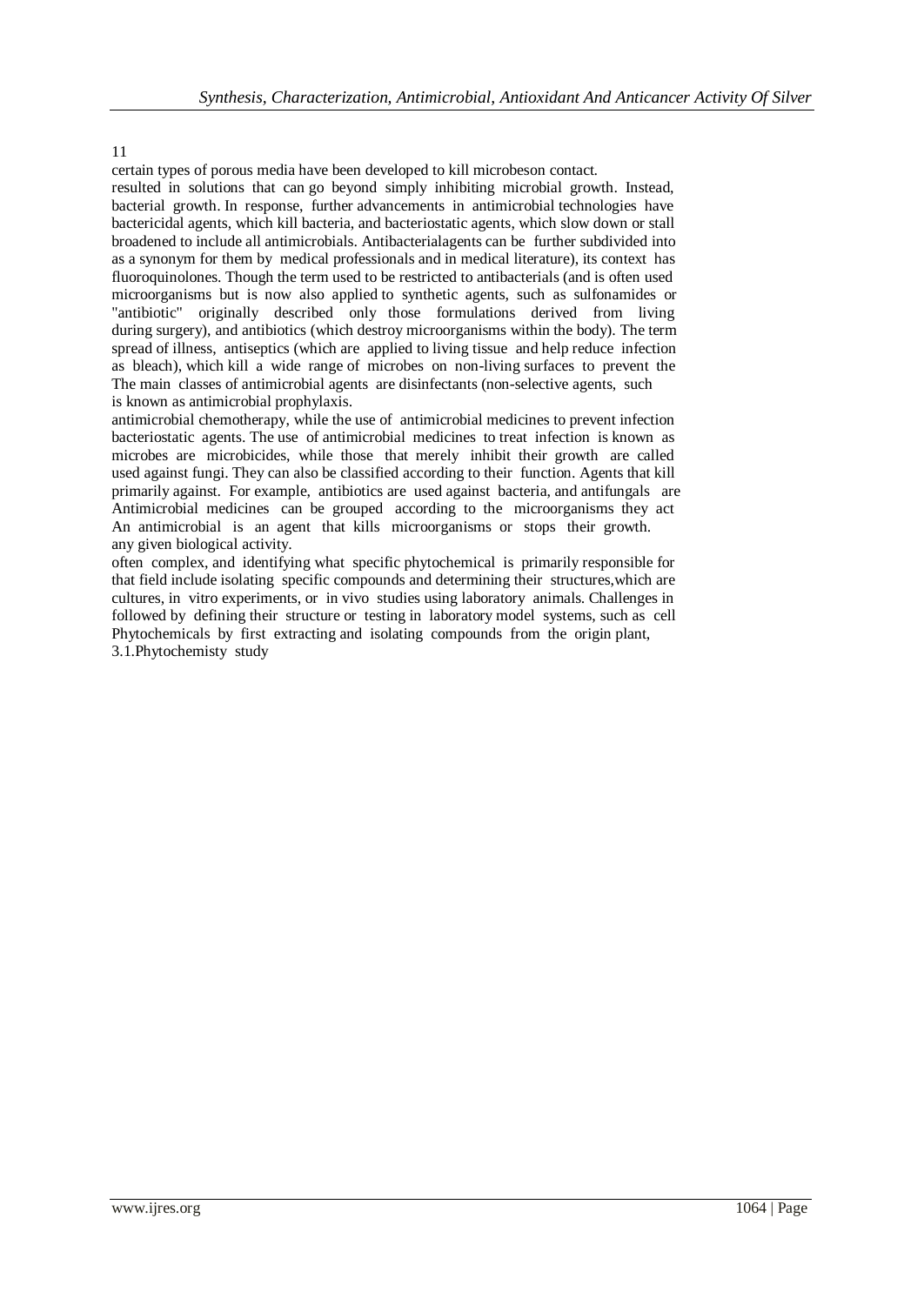11

certain types of porous media have been developed to kill microbeson contact.
resulted in solutions that can go beyond simply inhibiting microbial growth. Instead,
bacterial growth. In response, further advancements in antimicrobial technologies have
bactericidal agents, which kill bacteria, and bacteriostatic agents, which slow down or stall
broadened to include all antimicrobials. Antibacterialagents can be further subdivided into
as a synonym for them by medical professionals and in medical literature), its context has
fluoroquinolones. Though the term used to be restricted to antibacterials (and is often used
microorganisms but is now also applied to synthetic agents, such as sulfonamides or
"antibiotic" originally described only those formulations derived from living
during surgery), and antibiotics (which destroy microorganisms within the body). The term
spread of illness, antiseptics (which are applied to living tissue and help reduce infection
as bleach), which kill a wide range of microbes on non-living surfaces to prevent the
The main classes of antimicrobial agents are disinfectants (non-selective agents, such
is known as antimicrobial prophylaxis.
antimicrobial chemotherapy, while the use of antimicrobial medicines to prevent infection
bacteriostatic agents. The use of antimicrobial medicines to treat infection is known as
microbes are microbicides, while those that merely inhibit their growth are called
used against fungi. They can also be classified according to their function. Agents that kill
primarily against. For example, antibiotics are used against bacteria, and antifungals are
Antimicrobial medicines can be grouped according to the microorganisms they act
An antimicrobial is an agent that kills microorganisms or stops their growth.
any given biological activity.
often complex, and identifying what specific phytochemical is primarily responsible for
that field include isolating specific compounds and determining their structures,which are
cultures, in vitro experiments, or in vivo studies using laboratory animals. Challenges in
followed by defining their structure or testing in laboratory model systems, such as cell
Phytochemicals by first extracting and isolating compounds from the origin plant,
3.1.Phytochemisty study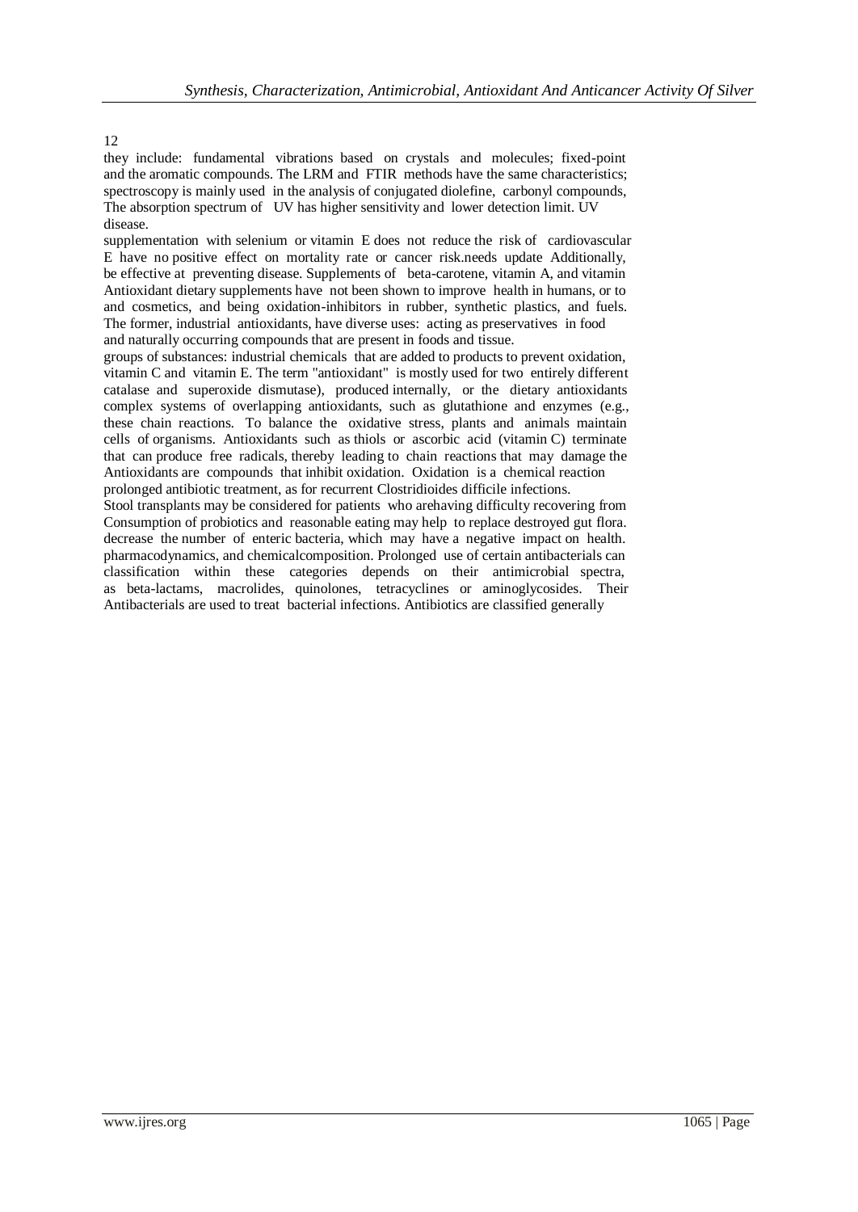12

they include: fundamental vibrations based on crystals and molecules; fixed-point and the aromatic compounds. The LRM and FTIR methods have the same characteristics; spectroscopy is mainly used in the analysis of conjugated diolefine, carbonyl compounds, The absorption spectrum of UV has higher sensitivity and lower detection limit. UV disease.

supplementation with selenium or vitamin E does not reduce the risk of cardiovascular E have no positive effect on mortality rate or cancer risk.needs update Additionally, be effective at preventing disease. Supplements of beta-carotene, vitamin A, and vitamin Antioxidant dietary supplements have not been shown to improve health in humans, or to and cosmetics, and being oxidation-inhibitors in rubber, synthetic plastics, and fuels. The former, industrial antioxidants, have diverse uses: acting as preservatives in food and naturally occurring compounds that are present in foods and tissue.

groups of substances: industrial chemicals that are added to products to prevent oxidation, vitamin C and vitamin E. The term "antioxidant" is mostly used for two entirely different catalase and superoxide dismutase), produced internally, or the dietary antioxidants complex systems of overlapping antioxidants, such as glutathione and enzymes (e.g., these chain reactions. To balance the oxidative stress, plants and animals maintain cells of organisms. Antioxidants such as thiols or ascorbic acid (vitamin C) terminate that can produce free radicals, thereby leading to chain reactions that may damage the Antioxidants are compounds that inhibit oxidation. Oxidation is a chemical reaction prolonged antibiotic treatment, as for recurrent Clostridioides difficile infections.

Stool transplants may be considered for patients who arehaving difficulty recovering from Consumption of probiotics and reasonable eating may help to replace destroyed gut flora. decrease the number of enteric bacteria, which may have a negative impact on health. pharmacodynamics, and chemicalcomposition. Prolonged use of certain antibacterials can classification within these categories depends on their antimicrobial spectra, as beta-lactams, macrolides, quinolones, tetracyclines or aminoglycosides. Their Antibacterials are used to treat bacterial infections. Antibiotics are classified generally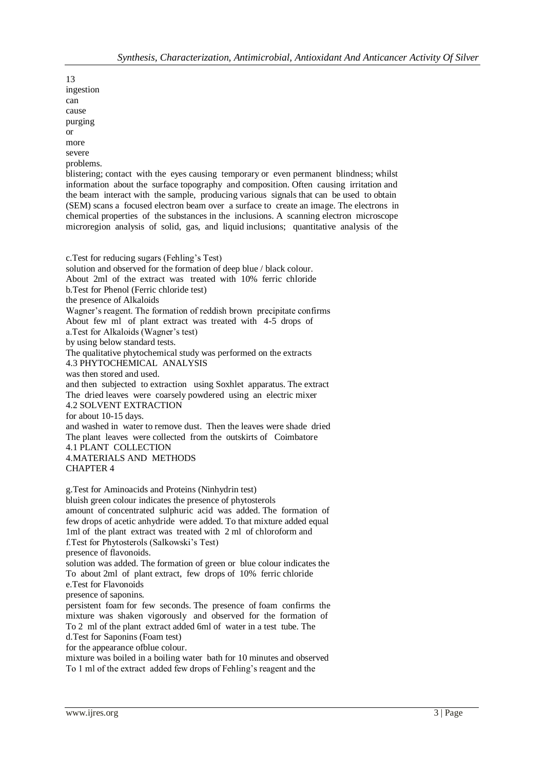13
ingestion
can
cause
purging
or
more
severe
problems.

blistering; contact with the eyes causing temporary or even permanent blindness; whilst
information about the surface topography and composition. Often causing irritation and
the beam interact with the sample, producing various signals that can be used to obtain
(SEM) scans a focused electron beam over a surface to create an image. The electrons in
chemical properties of the substances in the inclusions. A scanning electron microscope
microregion analysis of solid, gas, and liquid inclusions; quantitative analysis of the

c.Test for reducing sugars (Fehling's Test)
solution and observed for the formation of deep blue / black colour.
About 2ml of the extract was treated with 10% ferric chloride
b.Test for Phenol (Ferric chloride test)
the presence of Alkaloids
Wagner's reagent. The formation of reddish brown precipitate confirms
About few ml of plant extract was treated with 4-5 drops of
a.Test for Alkaloids (Wagner's test)
by using below standard tests.
The qualitative phytochemical study was performed on the extracts
4.3 PHYTOCHEMICAL ANALYSIS
was then stored and used.
and then subjected to extraction using Soxhlet apparatus. The extract
The dried leaves were coarsely powdered using an electric mixer
4.2 SOLVENT EXTRACTION
for about 10-15 days.
and washed in water to remove dust. Then the leaves were shade dried
The plant leaves were collected from the outskirts of Coimbatore
4.1 PLANT COLLECTION
4.MATERIALS AND METHODS
CHAPTER 4

g.Test for Aminoacids and Proteins (Ninhydrin test)
bluish green colour indicates the presence of phytosterols
amount of concentrated sulphuric acid was added. The formation of
few drops of acetic anhydride were added. To that mixture added equal
1ml of the plant extract was treated with 2 ml of chloroform and
f.Test for Phytosterols (Salkowski's Test)
presence of flavonoids.
solution was added. The formation of green or blue colour indicates the
To about 2ml of plant extract, few drops of 10% ferric chloride
e.Test for Flavonoids
presence of saponins.
persistent foam for few seconds. The presence of foam confirms the
mixture was shaken vigorously and observed for the formation of
To 2 ml of the plant extract added 6ml of water in a test tube. The
d.Test for Saponins (Foam test)
for the appearance ofblue colour.
mixture was boiled in a boiling water bath for 10 minutes and observed
To 1 ml of the extract added few drops of Fehling's reagent and the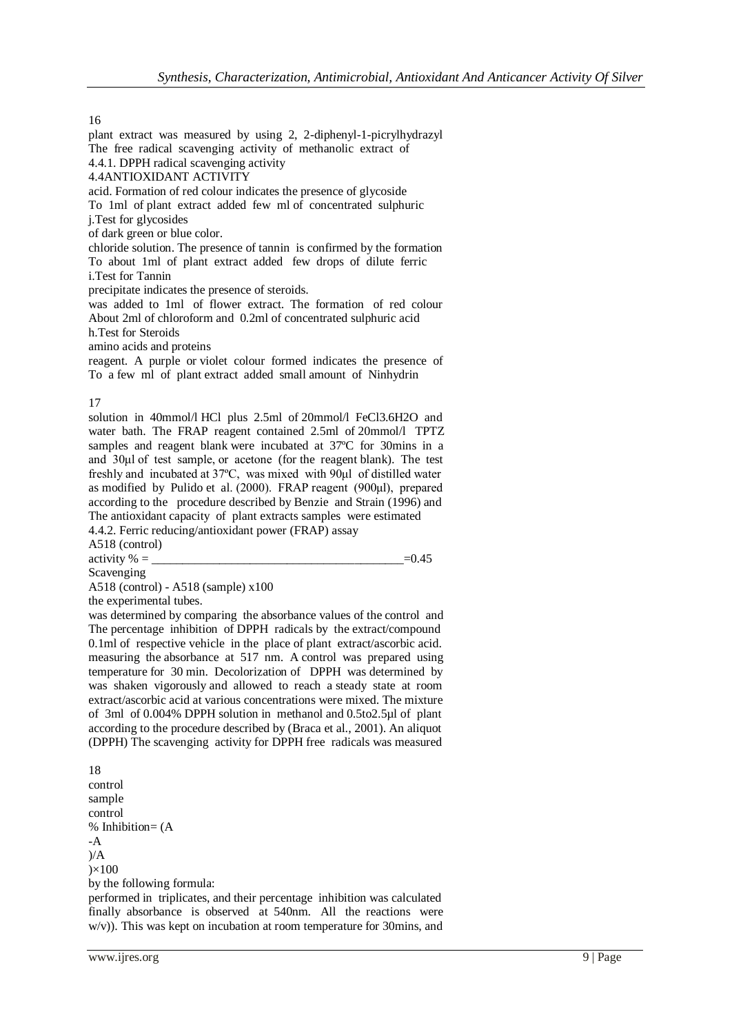plant extract was measured by using 2, 2-diphenyl-1-picrylhydrazyl
The free radical scavenging activity of methanolic extract of

4.4.1. DPPH radical scavenging activity

4.4ANTIOXIDANT ACTIVITY

acid. Formation of red colour indicates the presence of glycoside
To 1ml of plant extract added few ml of concentrated sulphuric

j.Test for glycosides

of dark green or blue color.
chloride solution. The presence of tannin is confirmed by the formation
To about 1ml of plant extract added few drops of dilute ferric

i.Test for Tannin

precipitate indicates the presence of steroids.
was added to 1ml of flower extract. The formation of red colour
About 2ml of chloroform and 0.2ml of concentrated sulphuric acid

h.Test for Steroids

amino acids and proteins
reagent. A purple or violet colour formed indicates the presence of
To a few ml of plant extract added small amount of Ninhydrin

solution in 40mmol/l HCl plus 2.5ml of 20mmol/l $FeCl_3.6H_2O$ and
water bath. The FRAP reagent contained 2.5ml of 20mmol/l TPTZ
samples and reagent blank were incubated at 37ºC for 30mins in a
and 30µl of test sample, or acetone (for the reagent blank). The test
freshly and incubated at 37ºC, was mixed with 90µl of distilled water
as modified by Pulido et al. (2000). FRAP reagent (900µl), prepared
according to the procedure described by Benzie and Strain (1996) and
The antioxidant capacity of plant extracts samples were estimated

4.4.2. Ferric reducing/antioxidant power (FRAP) assay

$$\text{Scavenging activity \%} = \frac{A518\ (\text{control}) - A518\ (\text{sample})\ x100}{A518\ (\text{control})} = 0.45$$

the experimental tubes.
was determined by comparing the absorbance values of the control and
The percentage inhibition of DPPH radicals by the extract/compound
0.1ml of respective vehicle in the place of plant extract/ascorbic acid.
measuring the absorbance at 517 nm. A control was prepared using
temperature for 30 min. Decolorization of DPPH was determined by
was shaken vigorously and allowed to reach a steady state at room
extract/ascorbic acid at various concentrations were mixed. The mixture
of 3ml of 0.004% DPPH solution in methanol and 0.5to2.5µl of plant
according to the procedure described by (Braca et al., 2001). An aliquot
(DPPH) The scavenging activity for DPPH free radicals was measured

$$\% \text{ Inhibition} = (A_{control} - A_{sample})/A_{control})\times100$$

by the following formula:
performed in triplicates, and their percentage inhibition was calculated
finally absorbance is observed at 540nm. All the reactions were
w/v)). This was kept on incubation at room temperature for 30mins, and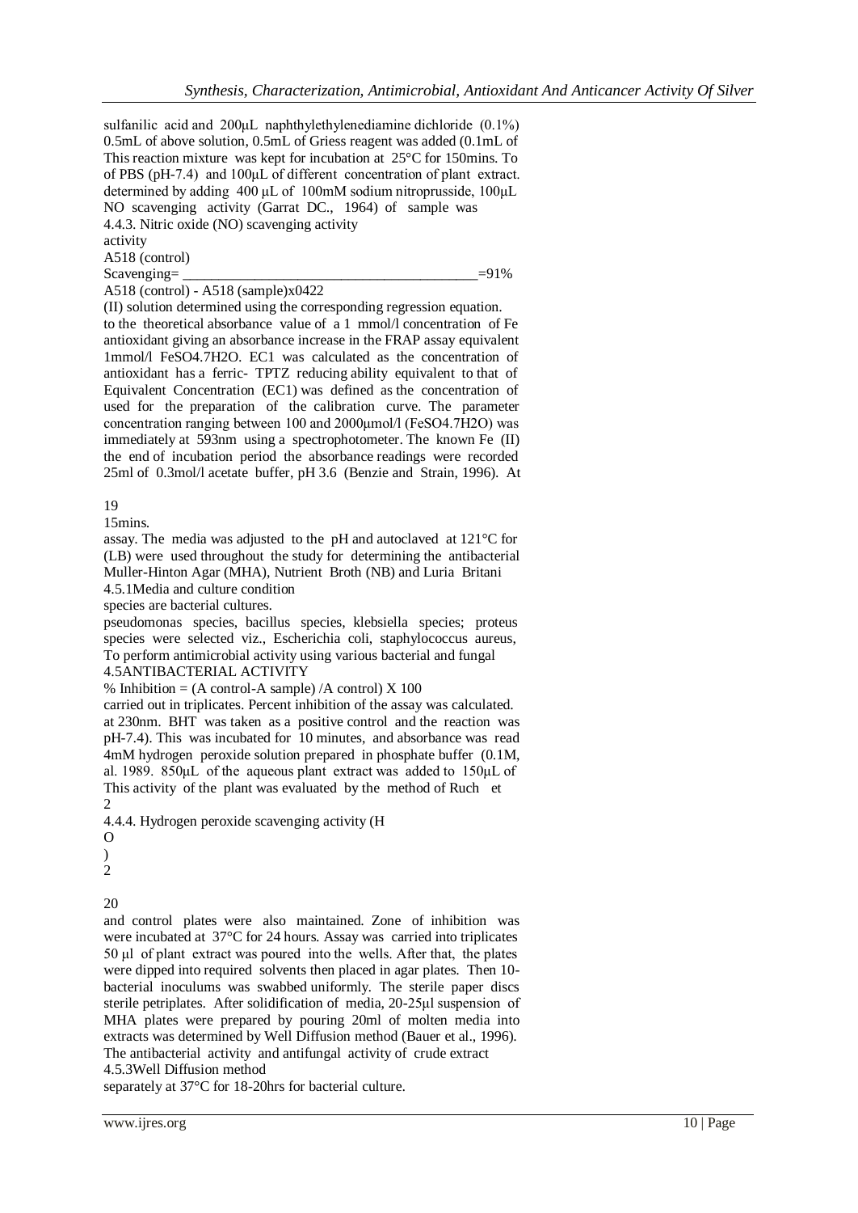sulfanilic acid and 200μL naphthylethylenediamine dichloride (0.1%) 0.5mL of above solution, 0.5mL of Griess reagent was added (0.1mL of This reaction mixture was kept for incubation at 25°C for 150mins. To of PBS (pH-7.4) and 100μL of different concentration of plant extract. determined by adding 400 μL of 100mM sodium nitroprusside, 100μL NO scavenging activity (Garrat DC., 1964) of sample was

4.4.3. Nitric oxide (NO) scavenging activity

activity

A518 (control)

Scavenging= ________________________________________=91%

A518 (control) - A518 (sample)x0422

(II) solution determined using the corresponding regression equation. to the theoretical absorbance value of a 1 mmol/l concentration of Fe antioxidant giving an absorbance increase in the FRAP assay equivalent 1mmol/l $FeSO_4.7H_2O$. EC1 was calculated as the concentration of antioxidant has a ferric- TPTZ reducing ability equivalent to that of Equivalent Concentration (EC1) was defined as the concentration of used for the preparation of the calibration curve. The parameter concentration ranging between 100 and 2000μmol/l ($FeSO_4.7H_2O$) was immediately at 593nm using a spectrophotometer. The known Fe (II) the end of incubation period the absorbance readings were recorded 25ml of 0.3mol/l acetate buffer, pH 3.6 (Benzie and Strain, 1996). At

19

15mins.

assay. The media was adjusted to the pH and autoclaved at 121°C for (LB) were used throughout the study for determining the antibacterial Muller-Hinton Agar (MHA), Nutrient Broth (NB) and Luria Britani

4.5.1Media and culture condition

species are bacterial cultures.

pseudomonas species, bacillus species, klebsiella species; proteus species were selected viz., Escherichia coli, staphylococcus aureus, To perform antimicrobial activity using various bacterial and fungal

4.5ANTIBACTERIAL ACTIVITY

% Inhibition = (A control-A sample) /A control) X 100

carried out in triplicates. Percent inhibition of the assay was calculated. at 230nm. BHT was taken as a positive control and the reaction was pH-7.4). This was incubated for 10 minutes, and absorbance was read 4mM hydrogen peroxide solution prepared in phosphate buffer (0.1M, al. 1989. 850μL of the aqueous plant extract was added to 150μL of This activity of the plant was evaluated by the method of Ruch et

4.4.4. Hydrogen peroxide scavenging activity ($H_2O_2$)

20

and control plates were also maintained. Zone of inhibition was were incubated at 37°C for 24 hours. Assay was carried into triplicates 50 μl of plant extract was poured into the wells. After that, the plates were dipped into required solvents then placed in agar plates. Then 10-bacterial inoculums was swabbed uniformly. The sterile paper discs sterile petriplates. After solidification of media, 20-25μl suspension of MHA plates were prepared by pouring 20ml of molten media into extracts was determined by Well Diffusion method (Bauer et al., 1996). The antibacterial activity and antifungal activity of crude extract

4.5.3Well Diffusion method

separately at 37°C for 18-20hrs for bacterial culture.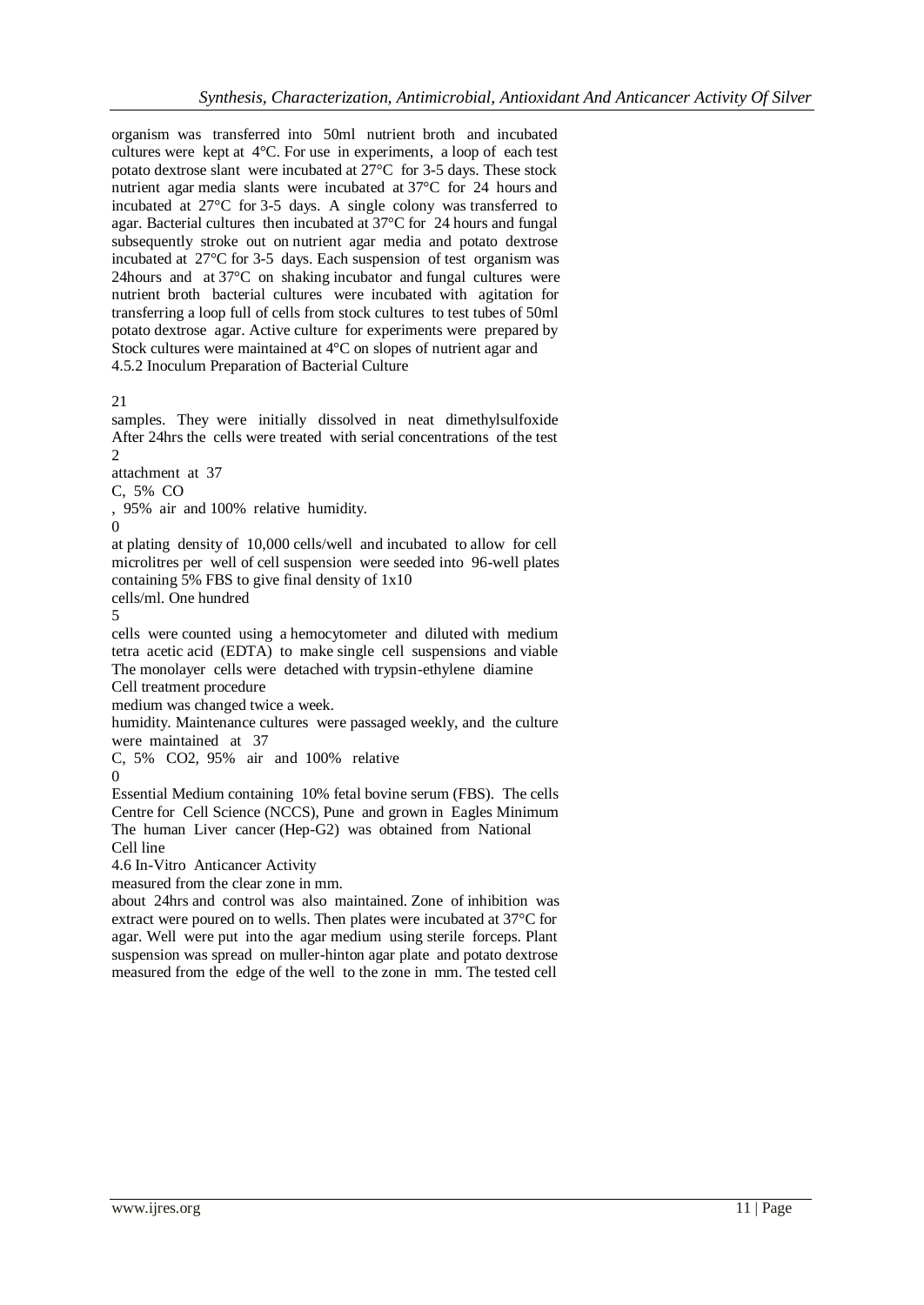organism was transferred into 50ml nutrient broth and incubated cultures were kept at 4°C. For use in experiments, a loop of each test potato dextrose slant were incubated at 27°C for 3-5 days. These stock nutrient agar media slants were incubated at 37°C for 24 hours and incubated at 27°C for 3-5 days. A single colony was transferred to agar. Bacterial cultures then incubated at 37°C for 24 hours and fungal subsequently stroke out on nutrient agar media and potato dextrose incubated at 27°C for 3-5 days. Each suspension of test organism was 24hours and at 37°C on shaking incubator and fungal cultures were nutrient broth bacterial cultures were incubated with agitation for transferring a loop full of cells from stock cultures to test tubes of 50ml potato dextrose agar. Active culture for experiments were prepared by Stock cultures were maintained at 4°C on slopes of nutrient agar and
4.5.2 Inoculum Preparation of Bacterial Culture

21

samples. They were initially dissolved in neat dimethylsulfoxide
After 24hrs the cells were treated with serial concentrations of the test
2

attachment at 37

C, 5% CO

, 95% air and 100% relative humidity.

0

at plating density of 10,000 cells/well and incubated to allow for cell microlitres per well of cell suspension were seeded into 96-well plates containing 5% FBS to give final density of 1x10

cells/ml. One hundred

5

cells were counted using a hemocytometer and diluted with medium tetra acetic acid (EDTA) to make single cell suspensions and viable The monolayer cells were detached with trypsin-ethylene diamine
Cell treatment procedure

medium was changed twice a week.

humidity. Maintenance cultures were passaged weekly, and the culture were maintained at 37

C, 5% CO2, 95% air and 100% relative

0

Essential Medium containing 10% fetal bovine serum (FBS). The cells Centre for Cell Science (NCCS), Pune and grown in Eagles Minimum The human Liver cancer (Hep-G2) was obtained from National
Cell line

4.6 In-Vitro Anticancer Activity

measured from the clear zone in mm.

about 24hrs and control was also maintained. Zone of inhibition was extract were poured on to wells. Then plates were incubated at 37°C for agar. Well were put into the agar medium using sterile forceps. Plant suspension was spread on muller-hinton agar plate and potato dextrose measured from the edge of the well to the zone in mm. The tested cell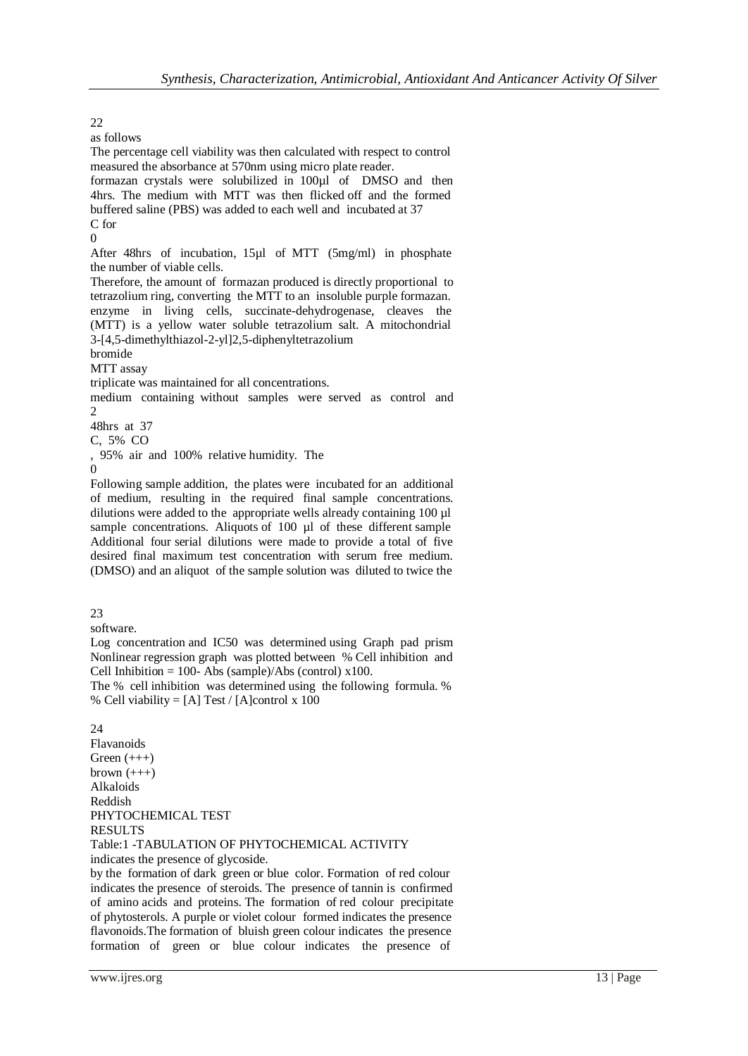22

as follows

The percentage cell viability was then calculated with respect to control measured the absorbance at 570nm using micro plate reader.

formazan crystals were solubilized in 100µl of DMSO and then 4hrs. The medium with MTT was then flicked off and the formed buffered saline (PBS) was added to each well and incubated at 37 C for

0

After 48hrs of incubation, 15µl of MTT (5mg/ml) in phosphate the number of viable cells.

Therefore, the amount of formazan produced is directly proportional to tetrazolium ring, converting the MTT to an insoluble purple formazan. enzyme in living cells, succinate-dehydrogenase, cleaves the (MTT) is a yellow water soluble tetrazolium salt. A mitochondrial 3-[4,5-dimethylthiazol-2-yl]2,5-diphenyltetrazolium

bromide

MTT assay

triplicate was maintained for all concentrations.

medium containing without samples were served as control and

2

48hrs at 37

C, 5% CO

, 95% air and 100% relative humidity. The

0

Following sample addition, the plates were incubated for an additional of medium, resulting in the required final sample concentrations. dilutions were added to the appropriate wells already containing 100 µl sample concentrations. Aliquots of 100 µl of these different sample Additional four serial dilutions were made to provide a total of five desired final maximum test concentration with serum free medium. (DMSO) and an aliquot of the sample solution was diluted to twice the

23

software.

Log concentration and IC50 was determined using Graph pad prism Nonlinear regression graph was plotted between % Cell inhibition and Cell Inhibition = 100- Abs (sample)/Abs (control) x100.

The % cell inhibition was determined using the following formula. %

% Cell viability = [A] Test / [A]control x 100

24

Flavanoids

Green (+++)

brown (+++)

Alkaloids

Reddish

PHYTOCHEMICAL TEST

RESULTS

Table:1 -TABULATION OF PHYTOCHEMICAL ACTIVITY

indicates the presence of glycoside.

by the formation of dark green or blue color. Formation of red colour indicates the presence of steroids. The presence of tannin is confirmed of amino acids and proteins. The formation of red colour precipitate of phytosterols. A purple or violet colour formed indicates the presence flavonoids.The formation of bluish green colour indicates the presence formation of green or blue colour indicates the presence of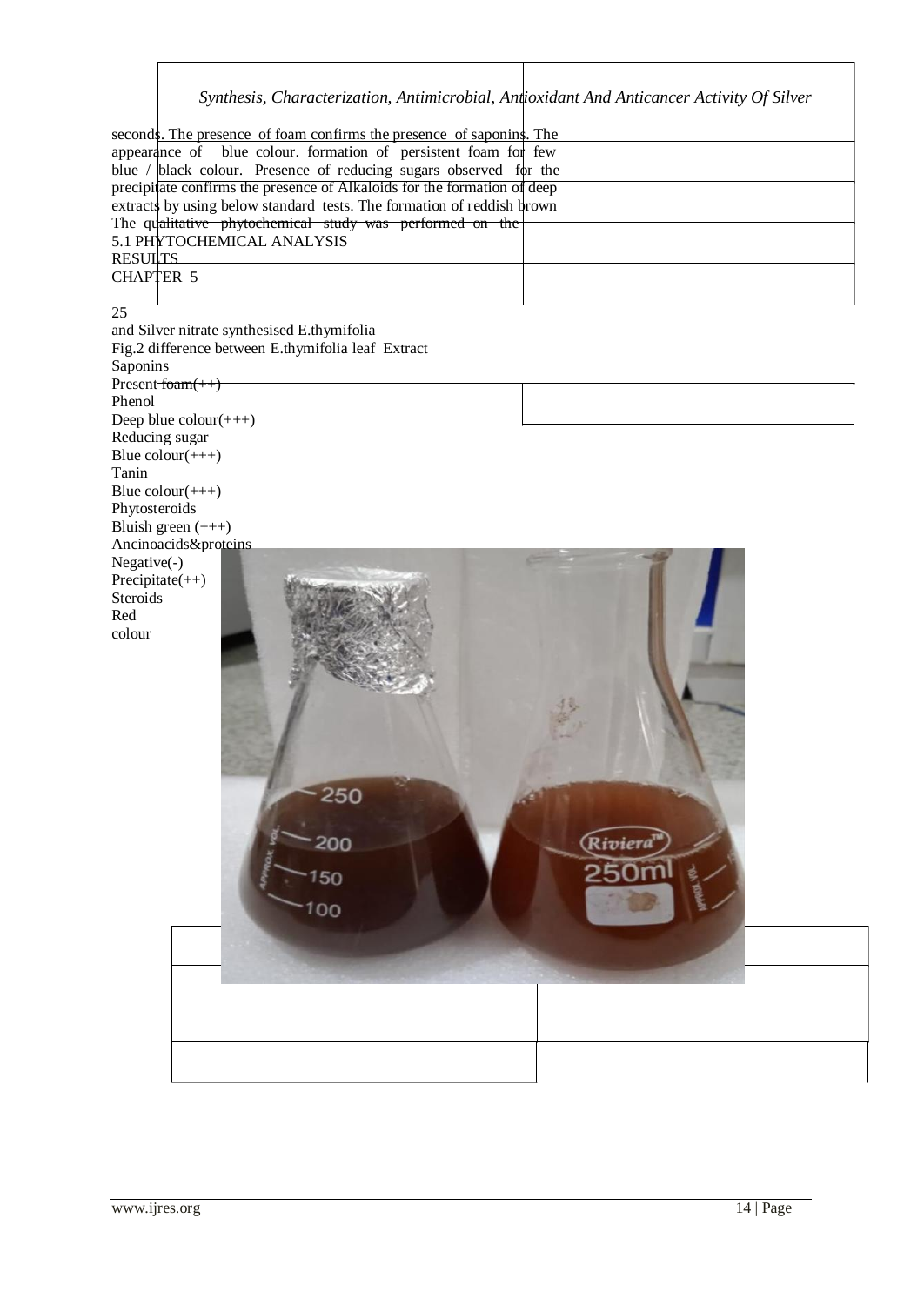seconds. The presence of foam confirms the presence of saponins. The appearance of blue colour. formation of persistent foam for few blue / black colour. Presence of reducing sugars observed for the precipitate confirms the presence of Alkaloids for the formation of deep extracts by using below standard tests. The formation of reddish brown The qualitative phytochemical study was performed on the

5.1 PHYTOCHEMICAL ANALYSIS

RESULTS

CHAPTER 5

25

and Silver nitrate synthesised E.thymifolia

Fig.2 difference between E.thymifolia leaf Extract

Saponins

Present foam(++)

Phenol

Deep blue colour(+++)

Reducing sugar

Blue colour(+++)

Tanin

Blue colour(+++)

Phytosteroids

Bluish green (+++)

Ancinoacids&proteins

Negative(-)

Precipitate(++)

Steroids

Red

colour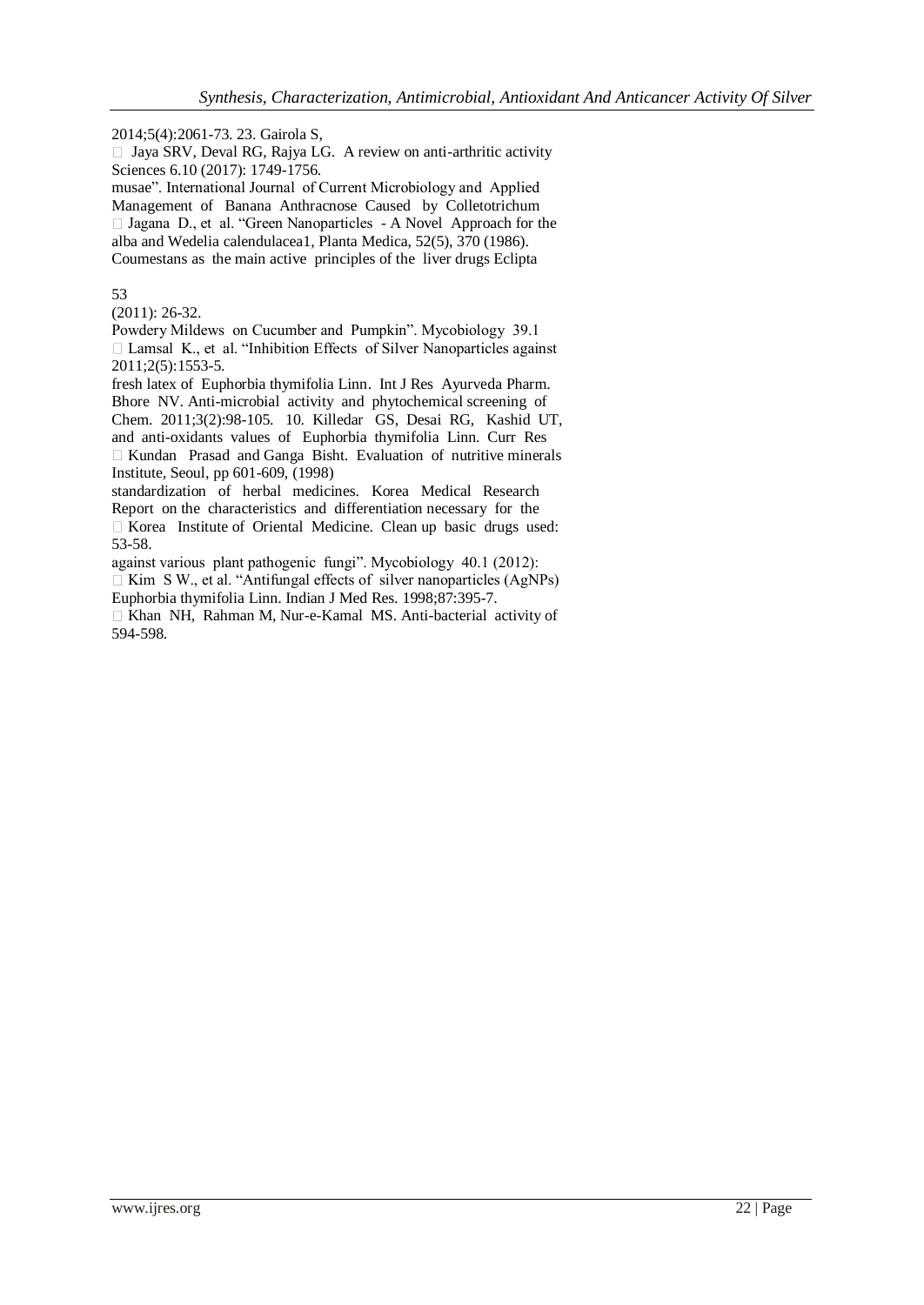2014;5(4):2061-73. 23. Gairola S,

 Jaya SRV, Deval RG, Rajya LG. A review on anti-arthritic activity Sciences 6.10 (2017): 1749-1756.

musae". International Journal of Current Microbiology and Applied Management of Banana Anthracnose Caused by Colletotrichum

 Jagana D., et al. "Green Nanoparticles - A Novel Approach for the alba and Wedelia calendulacea1, Planta Medica, 52(5), 370 (1986).

Coumestans as the main active principles of the liver drugs Eclipta

53

(2011): 26-32.

Powdery Mildews on Cucumber and Pumpkin". Mycobiology 39.1

 Lamsal K., et al. "Inhibition Effects of Silver Nanoparticles against 2011;2(5):1553-5.

fresh latex of Euphorbia thymifolia Linn. Int J Res Ayurveda Pharm. Bhore NV. Anti-microbial activity and phytochemical screening of Chem. 2011;3(2):98-105. 10. Killedar GS, Desai RG, Kashid UT, and anti-oxidants values of Euphorbia thymifolia Linn. Curr Res

 Kundan Prasad and Ganga Bisht. Evaluation of nutritive minerals Institute, Seoul, pp 601-609, (1998)

standardization of herbal medicines. Korea Medical Research Report on the characteristics and differentiation necessary for the

 Korea Institute of Oriental Medicine. Clean up basic drugs used: 53-58.

against various plant pathogenic fungi". Mycobiology 40.1 (2012):

 Kim S W., et al. "Antifungal effects of silver nanoparticles (AgNPs) Euphorbia thymifolia Linn. Indian J Med Res. 1998;87:395-7.

 Khan NH, Rahman M, Nur-e-Kamal MS. Anti-bacterial activity of 594-598.